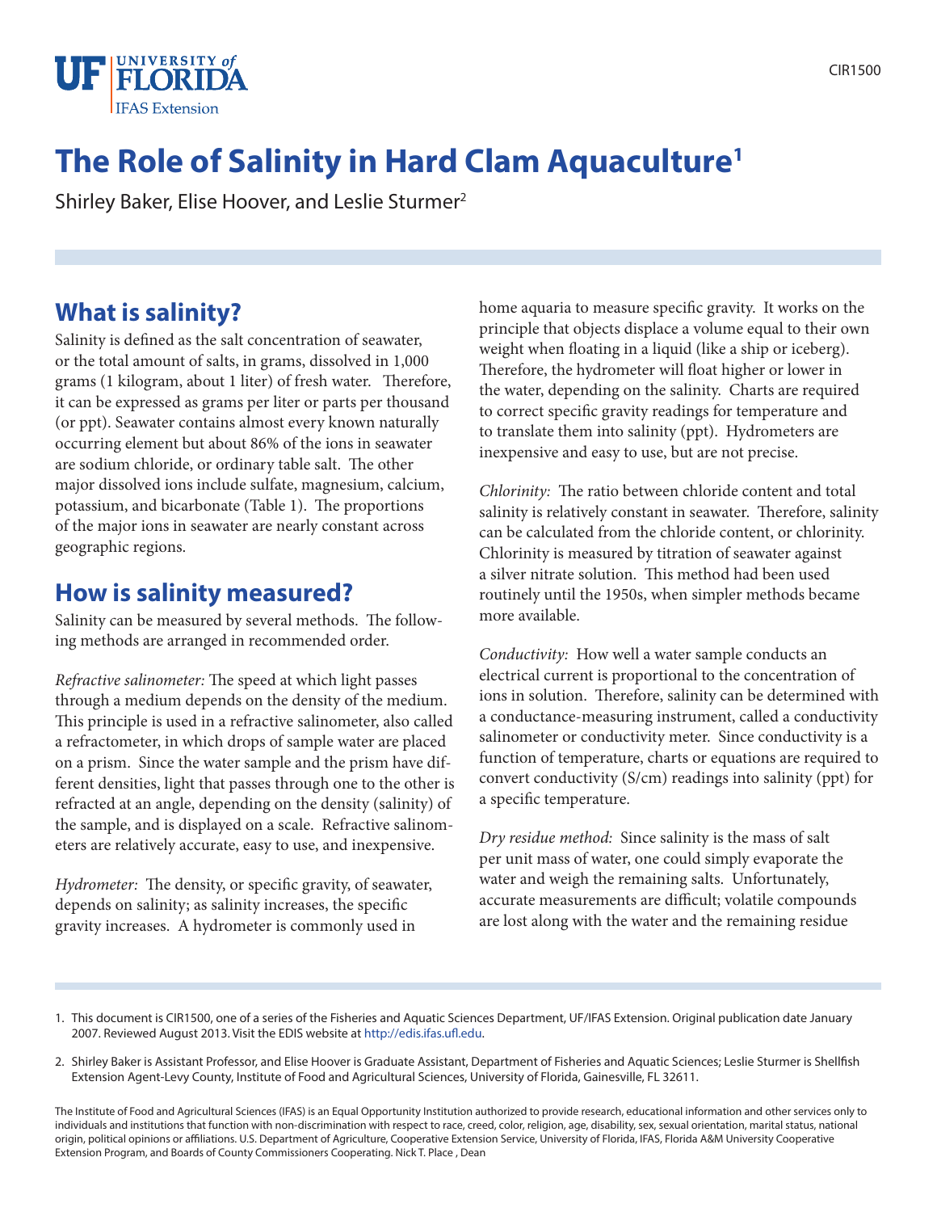# The Role of Salinity in Hard Clam Aquaculture[1]

Shirley Baker, Elise Hoover, and Leslie Sturmer[2]

## What is salinity?

Salinity is defined as the salt concentration of seawater, or the total amount of salts, in grams, dissolved in 1,000 grams (1 kilogram, about 1 liter) of fresh water. Therefore, it can be expressed as grams per liter or parts per thousand (or ppt). Seawater contains almost every known naturally occurring element but about 86% of the ions in seawater are sodium chloride, or ordinary table salt. The other major dissolved ions include sulfate, magnesium, calcium, potassium, and bicarbonate (Table 1). The proportions of the major ions in seawater are nearly constant across geographic regions.

## How is salinity measured?

Salinity can be measured by several methods. The following methods are arranged in recommended order.

*Refractive salinometer:* The speed at which light passes through a medium depends on the density of the medium. This principle is used in a refractive salinometer, also called a refractometer, in which drops of sample water are placed on a prism. Since the water sample and the prism have different densities, light that passes through one to the other is refracted at an angle, depending on the density (salinity) of the sample, and is displayed on a scale. Refractive salinometers are relatively accurate, easy to use, and inexpensive.

*Hydrometer:* The density, or specific gravity, of seawater, depends on salinity; as salinity increases, the specific gravity increases. A hydrometer is commonly used in home aquaria to measure specific gravity. It works on the principle that objects displace a volume equal to their own weight when floating in a liquid (like a ship or iceberg). Therefore, the hydrometer will float higher or lower in the water, depending on the salinity. Charts are required to correct specific gravity readings for temperature and to translate them into salinity (ppt). Hydrometers are inexpensive and easy to use, but are not precise.

*Chlorinity:* The ratio between chloride content and total salinity is relatively constant in seawater. Therefore, salinity can be calculated from the chloride content, or chlorinity. Chlorinity is measured by titration of seawater against a silver nitrate solution. This method had been used routinely until the 1950s, when simpler methods became more available.

*Conductivity:* How well a water sample conducts an electrical current is proportional to the concentration of ions in solution. Therefore, salinity can be determined with a conductance-measuring instrument, called a conductivity salinometer or conductivity meter. Since conductivity is a function of temperature, charts or equations are required to convert conductivity (S/cm) readings into salinity (ppt) for a specific temperature.

*Dry residue method:* Since salinity is the mass of salt per unit mass of water, one could simply evaporate the water and weigh the remaining salts. Unfortunately, accurate measurements are difficult; volatile compounds are lost along with the water and the remaining residue

1. This document is CIR1500, one of a series of the Fisheries and Aquatic Sciences Department, UF/IFAS Extension. Original publication date January 2007. Reviewed August 2013. Visit the EDIS website at http://edis.ifas.ufl.edu.

2. Shirley Baker is Assistant Professor, and Elise Hoover is Graduate Assistant, Department of Fisheries and Aquatic Sciences; Leslie Sturmer is Shellfish Extension Agent-Levy County, Institute of Food and Agricultural Sciences, University of Florida, Gainesville, FL 32611.

The Institute of Food and Agricultural Sciences (IFAS) is an Equal Opportunity Institution authorized to provide research, educational information and other services only to individuals and institutions that function with non-discrimination with respect to race, creed, color, religion, age, disability, sex, sexual orientation, marital status, national origin, political opinions or affiliations. U.S. Department of Agriculture, Cooperative Extension Service, University of Florida, IFAS, Florida A&M University Cooperative Extension Program, and Boards of County Commissioners Cooperating. Nick T. Place , Dean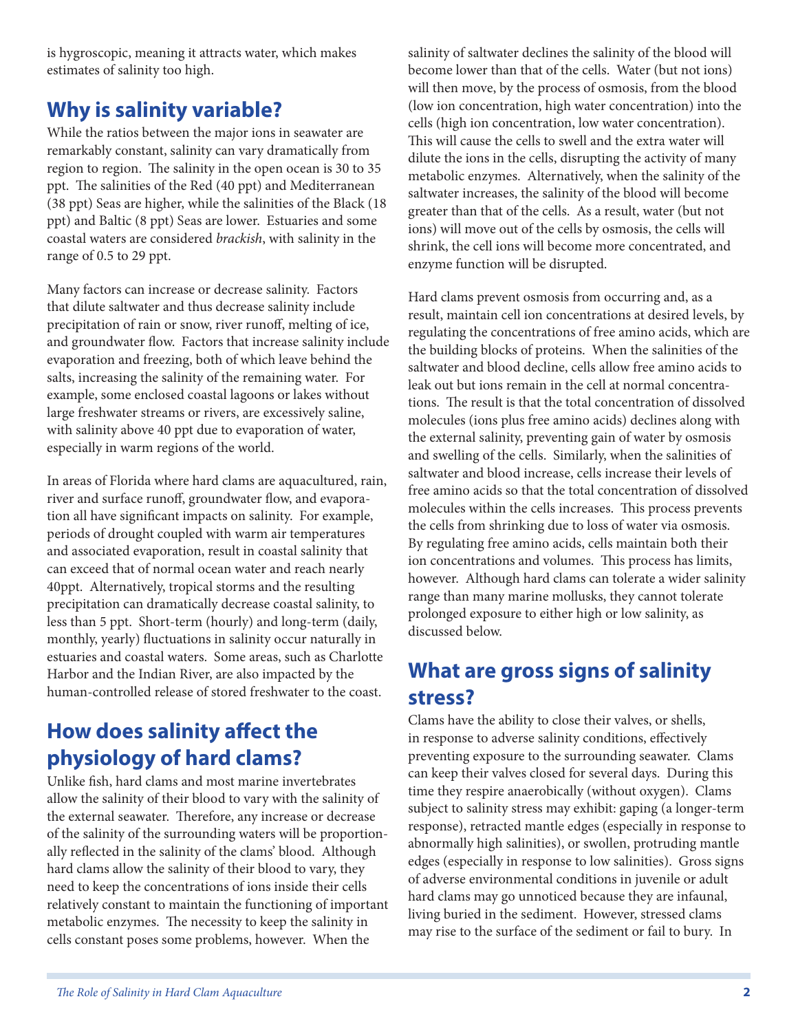is hygroscopic, meaning it attracts water, which makes estimates of salinity too high.

## Why is salinity variable?

While the ratios between the major ions in seawater are remarkably constant, salinity can vary dramatically from region to region. The salinity in the open ocean is 30 to 35 ppt. The salinities of the Red (40 ppt) and Mediterranean (38 ppt) Seas are higher, while the salinities of the Black (18 ppt) and Baltic (8 ppt) Seas are lower. Estuaries and some coastal waters are considered *brackish*, with salinity in the range of 0.5 to 29 ppt.

Many factors can increase or decrease salinity. Factors that dilute saltwater and thus decrease salinity include precipitation of rain or snow, river runoff, melting of ice, and groundwater flow. Factors that increase salinity include evaporation and freezing, both of which leave behind the salts, increasing the salinity of the remaining water. For example, some enclosed coastal lagoons or lakes without large freshwater streams or rivers, are excessively saline, with salinity above 40 ppt due to evaporation of water, especially in warm regions of the world.

In areas of Florida where hard clams are aquacultured, rain, river and surface runoff, groundwater flow, and evaporation all have significant impacts on salinity. For example, periods of drought coupled with warm air temperatures and associated evaporation, result in coastal salinity that can exceed that of normal ocean water and reach nearly 40ppt. Alternatively, tropical storms and the resulting precipitation can dramatically decrease coastal salinity, to less than 5 ppt. Short-term (hourly) and long-term (daily, monthly, yearly) fluctuations in salinity occur naturally in estuaries and coastal waters. Some areas, such as Charlotte Harbor and the Indian River, are also impacted by the human-controlled release of stored freshwater to the coast.

## How does salinity affect the physiology of hard clams?

Unlike fish, hard clams and most marine invertebrates allow the salinity of their blood to vary with the salinity of the external seawater. Therefore, any increase or decrease of the salinity of the surrounding waters will be proportionally reflected in the salinity of the clams' blood. Although hard clams allow the salinity of their blood to vary, they need to keep the concentrations of ions inside their cells relatively constant to maintain the functioning of important metabolic enzymes. The necessity to keep the salinity in cells constant poses some problems, however. When the salinity of saltwater declines the salinity of the blood will become lower than that of the cells. Water (but not ions) will then move, by the process of osmosis, from the blood (low ion concentration, high water concentration) into the cells (high ion concentration, low water concentration). This will cause the cells to swell and the extra water will dilute the ions in the cells, disrupting the activity of many metabolic enzymes. Alternatively, when the salinity of the saltwater increases, the salinity of the blood will become greater than that of the cells. As a result, water (but not ions) will move out of the cells by osmosis, the cells will shrink, the cell ions will become more concentrated, and enzyme function will be disrupted.

Hard clams prevent osmosis from occurring and, as a result, maintain cell ion concentrations at desired levels, by regulating the concentrations of free amino acids, which are the building blocks of proteins. When the salinities of the saltwater and blood decline, cells allow free amino acids to leak out but ions remain in the cell at normal concentrations. The result is that the total concentration of dissolved molecules (ions plus free amino acids) declines along with the external salinity, preventing gain of water by osmosis and swelling of the cells. Similarly, when the salinities of saltwater and blood increase, cells increase their levels of free amino acids so that the total concentration of dissolved molecules within the cells increases. This process prevents the cells from shrinking due to loss of water via osmosis. By regulating free amino acids, cells maintain both their ion concentrations and volumes. This process has limits, however. Although hard clams can tolerate a wider salinity range than many marine mollusks, they cannot tolerate prolonged exposure to either high or low salinity, as discussed below.

## What are gross signs of salinity stress?

Clams have the ability to close their valves, or shells, in response to adverse salinity conditions, effectively preventing exposure to the surrounding seawater. Clams can keep their valves closed for several days. During this time they respire anaerobically (without oxygen). Clams subject to salinity stress may exhibit: gaping (a longer-term response), retracted mantle edges (especially in response to abnormally high salinities), or swollen, protruding mantle edges (especially in response to low salinities). Gross signs of adverse environmental conditions in juvenile or adult hard clams may go unnoticed because they are infaunal, living buried in the sediment. However, stressed clams may rise to the surface of the sediment or fail to bury. In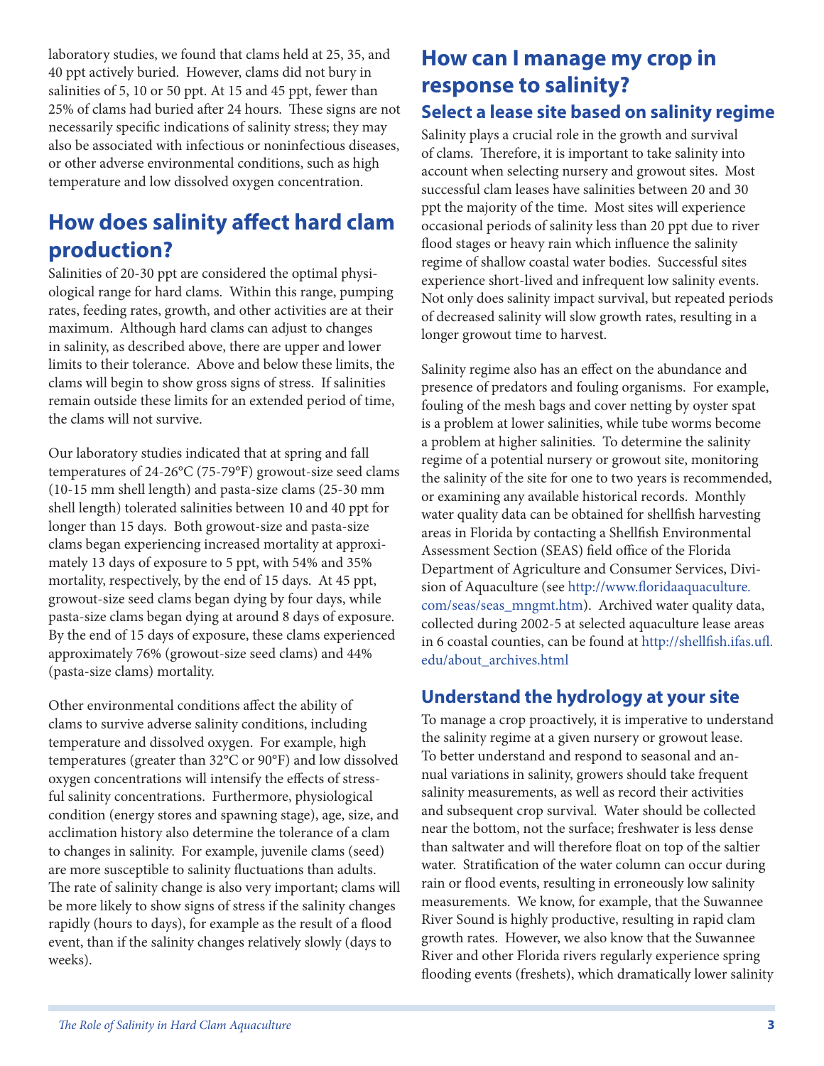laboratory studies, we found that clams held at 25, 35, and 40 ppt actively buried. However, clams did not bury in salinities of 5, 10 or 50 ppt. At 15 and 45 ppt, fewer than 25% of clams had buried after 24 hours. These signs are not necessarily specific indications of salinity stress; they may also be associated with infectious or noninfectious diseases, or other adverse environmental conditions, such as high temperature and low dissolved oxygen concentration.

## How does salinity affect hard clam production?

Salinities of 20-30 ppt are considered the optimal physiological range for hard clams. Within this range, pumping rates, feeding rates, growth, and other activities are at their maximum. Although hard clams can adjust to changes in salinity, as described above, there are upper and lower limits to their tolerance. Above and below these limits, the clams will begin to show gross signs of stress. If salinities remain outside these limits for an extended period of time, the clams will not survive.

Our laboratory studies indicated that at spring and fall temperatures of 24-26°C (75-79°F) growout-size seed clams (10-15 mm shell length) and pasta-size clams (25-30 mm shell length) tolerated salinities between 10 and 40 ppt for longer than 15 days. Both growout-size and pasta-size clams began experiencing increased mortality at approximately 13 days of exposure to 5 ppt, with 54% and 35% mortality, respectively, by the end of 15 days. At 45 ppt, growout-size seed clams began dying by four days, while pasta-size clams began dying at around 8 days of exposure. By the end of 15 days of exposure, these clams experienced approximately 76% (growout-size seed clams) and 44% (pasta-size clams) mortality.

Other environmental conditions affect the ability of clams to survive adverse salinity conditions, including temperature and dissolved oxygen. For example, high temperatures (greater than 32°C or 90°F) and low dissolved oxygen concentrations will intensify the effects of stressful salinity concentrations. Furthermore, physiological condition (energy stores and spawning stage), age, size, and acclimation history also determine the tolerance of a clam to changes in salinity. For example, juvenile clams (seed) are more susceptible to salinity fluctuations than adults. The rate of salinity change is also very important; clams will be more likely to show signs of stress if the salinity changes rapidly (hours to days), for example as the result of a flood event, than if the salinity changes relatively slowly (days to weeks).

## How can I manage my crop in response to salinity?

### Select a lease site based on salinity regime

Salinity plays a crucial role in the growth and survival of clams. Therefore, it is important to take salinity into account when selecting nursery and growout sites. Most successful clam leases have salinities between 20 and 30 ppt the majority of the time. Most sites will experience occasional periods of salinity less than 20 ppt due to river flood stages or heavy rain which influence the salinity regime of shallow coastal water bodies. Successful sites experience short-lived and infrequent low salinity events. Not only does salinity impact survival, but repeated periods of decreased salinity will slow growth rates, resulting in a longer growout time to harvest.

Salinity regime also has an effect on the abundance and presence of predators and fouling organisms. For example, fouling of the mesh bags and cover netting by oyster spat is a problem at lower salinities, while tube worms become a problem at higher salinities. To determine the salinity regime of a potential nursery or growout site, monitoring the salinity of the site for one to two years is recommended, or examining any available historical records. Monthly water quality data can be obtained for shellfish harvesting areas in Florida by contacting a Shellfish Environmental Assessment Section (SEAS) field office of the Florida Department of Agriculture and Consumer Services, Division of Aquaculture (see http://www.floridaaquaculture.com/seas/seas_mngmt.htm). Archived water quality data, collected during 2002-5 at selected aquaculture lease areas in 6 coastal counties, can be found at http://shellfish.ifas.ufl.edu/about_archives.html

### Understand the hydrology at your site

To manage a crop proactively, it is imperative to understand the salinity regime at a given nursery or growout lease. To better understand and respond to seasonal and annual variations in salinity, growers should take frequent salinity measurements, as well as record their activities and subsequent crop survival. Water should be collected near the bottom, not the surface; freshwater is less dense than saltwater and will therefore float on top of the saltier water. Stratification of the water column can occur during rain or flood events, resulting in erroneously low salinity measurements. We know, for example, that the Suwannee River Sound is highly productive, resulting in rapid clam growth rates. However, we also know that the Suwannee River and other Florida rivers regularly experience spring flooding events (freshets), which dramatically lower salinity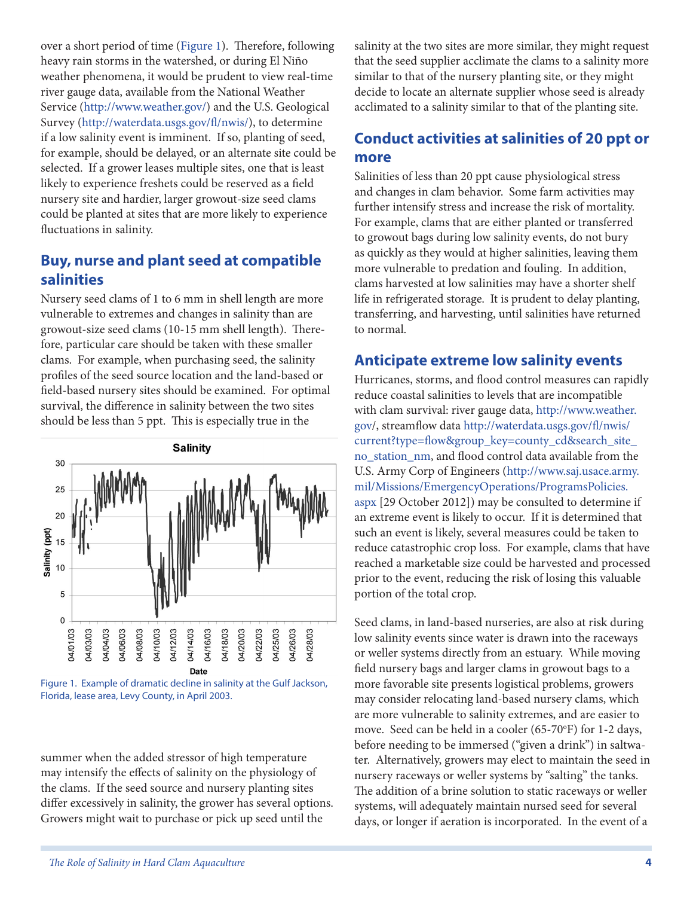over a short period of time (Figure 1). Therefore, following heavy rain storms in the watershed, or during El Niño weather phenomena, it would be prudent to view real-time river gauge data, available from the National Weather Service (http://www.weather.gov/) and the U.S. Geological Survey (http://waterdata.usgs.gov/fl/nwis/), to determine if a low salinity event is imminent. If so, planting of seed, for example, should be delayed, or an alternate site could be selected. If a grower leases multiple sites, one that is least likely to experience freshets could be reserved as a field nursery site and hardier, larger growout-size seed clams could be planted at sites that are more likely to experience fluctuations in salinity.

## Buy, nurse and plant seed at compatible salinities

Nursery seed clams of 1 to 6 mm in shell length are more vulnerable to extremes and changes in salinity than are growout-size seed clams (10-15 mm shell length). Therefore, particular care should be taken with these smaller clams. For example, when purchasing seed, the salinity profiles of the seed source location and the land-based or field-based nursery sites should be examined. For optimal survival, the difference in salinity between the two sites should be less than 5 ppt. This is especially true in the summer when the added stressor of high temperature may intensify the effects of salinity on the physiology of the clams. If the seed source and nursery planting sites differ excessively in salinity, the grower has several options. Growers might wait to purchase or pick up seed until the salinity at the two sites are more similar, they might request that the seed supplier acclimate the clams to a salinity more similar to that of the nursery planting site, or they might decide to locate an alternate supplier whose seed is already acclimated to a salinity similar to that of the planting site.

Figure 1. Example of dramatic decline in salinity at the Gulf Jackson, Florida, lease area, Levy County, in April 2003.

## Conduct activities at salinities of 20 ppt or more

Salinities of less than 20 ppt cause physiological stress and changes in clam behavior. Some farm activities may further intensify stress and increase the risk of mortality. For example, clams that are either planted or transferred to growout bags during low salinity events, do not bury as quickly as they would at higher salinities, leaving them more vulnerable to predation and fouling. In addition, clams harvested at low salinities may have a shorter shelf life in refrigerated storage. It is prudent to delay planting, transferring, and harvesting, until salinities have returned to normal.

## Anticipate extreme low salinity events

Hurricanes, storms, and flood control measures can rapidly reduce coastal salinities to levels that are incompatible with clam survival: river gauge data, http://www.weather.gov/, streamflow data http://waterdata.usgs.gov/fl/nwis/current?type=flow&group_key=county_cd&search_site_no_station_nm, and flood control data available from the U.S. Army Corp of Engineers (http://www.saj.usace.army.mil/Missions/EmergencyOperations/ProgramsPolicies.aspx [29 October 2012]) may be consulted to determine if an extreme event is likely to occur. If it is determined that such an event is likely, several measures could be taken to reduce catastrophic crop loss. For example, clams that have reached a marketable size could be harvested and processed prior to the event, reducing the risk of losing this valuable portion of the total crop.

Seed clams, in land-based nurseries, are also at risk during low salinity events since water is drawn into the raceways or weller systems directly from an estuary. While moving field nursery bags and larger clams in growout bags to a more favorable site presents logistical problems, growers may consider relocating land-based nursery clams, which are more vulnerable to salinity extremes, and are easier to move. Seed can be held in a cooler (65-70°F) for 1-2 days, before needing to be immersed ("given a drink") in saltwater. Alternatively, growers may elect to maintain the seed in nursery raceways or weller systems by "salting" the tanks. The addition of a brine solution to static raceways or weller systems, will adequately maintain nursed seed for several days, or longer if aeration is incorporated. In the event of a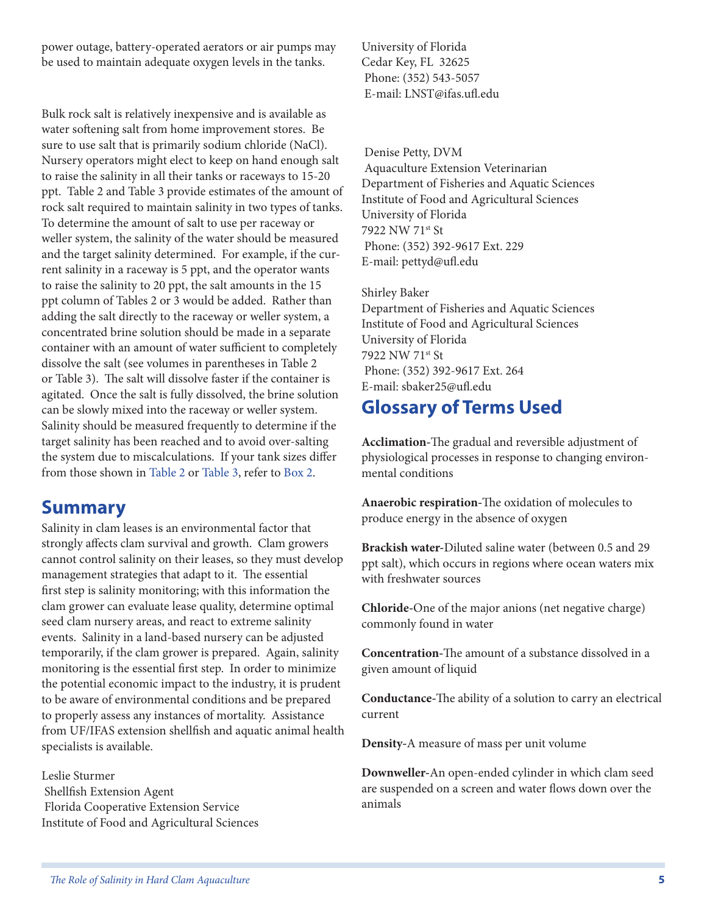power outage, battery-operated aerators or air pumps may be used to maintain adequate oxygen levels in the tanks.

Bulk rock salt is relatively inexpensive and is available as water softening salt from home improvement stores. Be sure to use salt that is primarily sodium chloride (NaCl). Nursery operators might elect to keep on hand enough salt to raise the salinity in all their tanks or raceways to 15-20 ppt. Table 2 and Table 3 provide estimates of the amount of rock salt required to maintain salinity in two types of tanks. To determine the amount of salt to use per raceway or weller system, the salinity of the water should be measured and the target salinity determined. For example, if the current salinity in a raceway is 5 ppt, and the operator wants to raise the salinity to 20 ppt, the salt amounts in the 15 ppt column of Tables 2 or 3 would be added. Rather than adding the salt directly to the raceway or weller system, a concentrated brine solution should be made in a separate container with an amount of water sufficient to completely dissolve the salt (see volumes in parentheses in Table 2 or Table 3). The salt will dissolve faster if the container is agitated. Once the salt is fully dissolved, the brine solution can be slowly mixed into the raceway or weller system. Salinity should be measured frequently to determine if the target salinity has been reached and to avoid over-salting the system due to miscalculations. If your tank sizes differ from those shown in Table 2 or Table 3, refer to Box 2.

## Summary

Salinity in clam leases is an environmental factor that strongly affects clam survival and growth. Clam growers cannot control salinity on their leases, so they must develop management strategies that adapt to it. The essential first step is salinity monitoring; with this information the clam grower can evaluate lease quality, determine optimal seed clam nursery areas, and react to extreme salinity events. Salinity in a land-based nursery can be adjusted temporarily, if the clam grower is prepared. Again, salinity monitoring is the essential first step. In order to minimize the potential economic impact to the industry, it is prudent to be aware of environmental conditions and be prepared to properly assess any instances of mortality. Assistance from UF/IFAS extension shellfish and aquatic animal health specialists is available.

Leslie Sturmer
Shellfish Extension Agent
Florida Cooperative Extension Service
Institute of Food and Agricultural Sciences
University of Florida
Cedar Key, FL 32625
Phone: (352) 543-5057
E-mail: LNST@ifas.ufl.edu

Denise Petty, DVM
Aquaculture Extension Veterinarian
Department of Fisheries and Aquatic Sciences
Institute of Food and Agricultural Sciences
University of Florida
7922 NW 71st St
Phone: (352) 392-9617 Ext. 229
E-mail: pettyd@ufl.edu

Shirley Baker
Department of Fisheries and Aquatic Sciences
Institute of Food and Agricultural Sciences
University of Florida
7922 NW 71st St
Phone: (352) 392-9617 Ext. 264
E-mail: sbaker25@ufl.edu

## Glossary of Terms Used

**Acclimation**-The gradual and reversible adjustment of physiological processes in response to changing environmental conditions

**Anaerobic respiration**-The oxidation of molecules to produce energy in the absence of oxygen

**Brackish water**-Diluted saline water (between 0.5 and 29 ppt salt), which occurs in regions where ocean waters mix with freshwater sources

**Chloride**-One of the major anions (net negative charge) commonly found in water

**Concentration**-The amount of a substance dissolved in a given amount of liquid

**Conductance**-The ability of a solution to carry an electrical current

**Density**-A measure of mass per unit volume

**Downweller**-An open-ended cylinder in which clam seed are suspended on a screen and water flows down over the animals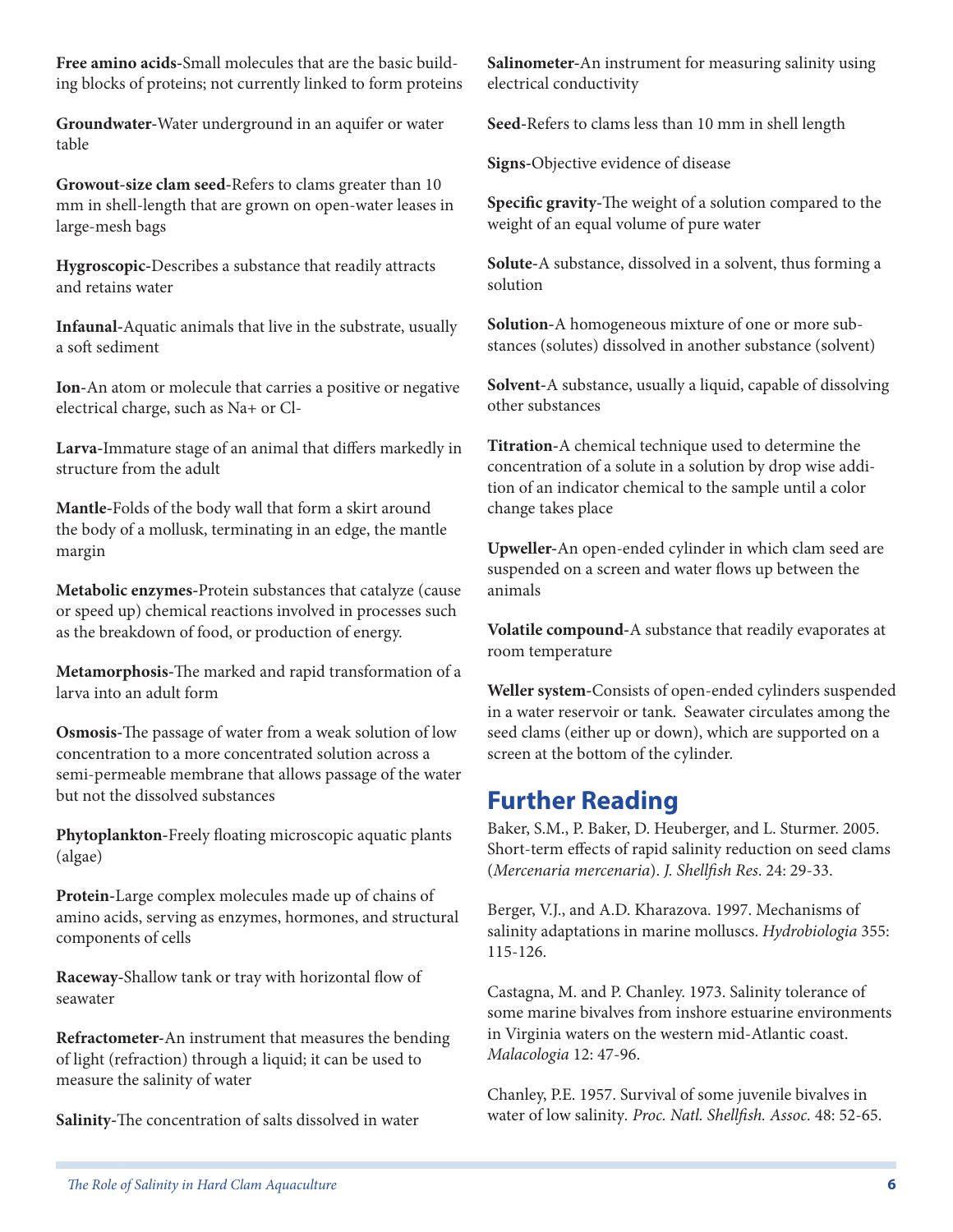**Free amino acids**-Small molecules that are the basic building blocks of proteins; not currently linked to form proteins

**Groundwater**-Water underground in an aquifer or water table

**Growout-size clam seed**-Refers to clams greater than 10 mm in shell-length that are grown on open-water leases in large-mesh bags

**Hygroscopic**-Describes a substance that readily attracts and retains water

**Infaunal**-Aquatic animals that live in the substrate, usually a soft sediment

**Ion**-An atom or molecule that carries a positive or negative electrical charge, such as $Na^+$ or $Cl^-$

**Larva**-Immature stage of an animal that differs markedly in structure from the adult

**Mantle**-Folds of the body wall that form a skirt around the body of a mollusk, terminating in an edge, the mantle margin

**Metabolic enzymes**-Protein substances that catalyze (cause or speed up) chemical reactions involved in processes such as the breakdown of food, or production of energy.

**Metamorphosis**-The marked and rapid transformation of a larva into an adult form

**Osmosis**-The passage of water from a weak solution of low concentration to a more concentrated solution across a semi-permeable membrane that allows passage of the water but not the dissolved substances

**Phytoplankton**-Freely floating microscopic aquatic plants (algae)

**Protein**-Large complex molecules made up of chains of amino acids, serving as enzymes, hormones, and structural components of cells

**Raceway**-Shallow tank or tray with horizontal flow of seawater

**Refractometer**-An instrument that measures the bending of light (refraction) through a liquid; it can be used to measure the salinity of water

**Salinity**-The concentration of salts dissolved in water

**Salinometer**-An instrument for measuring salinity using electrical conductivity

**Seed**-Refers to clams less than 10 mm in shell length

**Signs**-Objective evidence of disease

**Specific gravity**-The weight of a solution compared to the weight of an equal volume of pure water

**Solute**-A substance, dissolved in a solvent, thus forming a solution

**Solution**-A homogeneous mixture of one or more substances (solutes) dissolved in another substance (solvent)

**Solvent**-A substance, usually a liquid, capable of dissolving other substances

**Titration**-A chemical technique used to determine the concentration of a solute in a solution by drop wise addition of an indicator chemical to the sample until a color change takes place

**Upweller**-An open-ended cylinder in which clam seed are suspended on a screen and water flows up between the animals

**Volatile compound**-A substance that readily evaporates at room temperature

**Weller system**-Consists of open-ended cylinders suspended in a water reservoir or tank. Seawater circulates among the seed clams (either up or down), which are supported on a screen at the bottom of the cylinder.

## Further Reading

Baker, S.M., P. Baker, D. Heuberger, and L. Sturmer. 2005. Short-term effects of rapid salinity reduction on seed clams (*Mercenaria mercenaria*). *J. Shellfish Res.* 24: 29-33.

Berger, V.J., and A.D. Kharazova. 1997. Mechanisms of salinity adaptations in marine molluscs. *Hydrobiologia* 355: 115-126.

Castagna, M. and P. Chanley. 1973. Salinity tolerance of some marine bivalves from inshore estuarine environments in Virginia waters on the western mid-Atlantic coast. *Malacologia* 12: 47-96.

Chanley, P.E. 1957. Survival of some juvenile bivalves in water of low salinity. *Proc. Natl. Shellfish. Assoc.* 48: 52-65.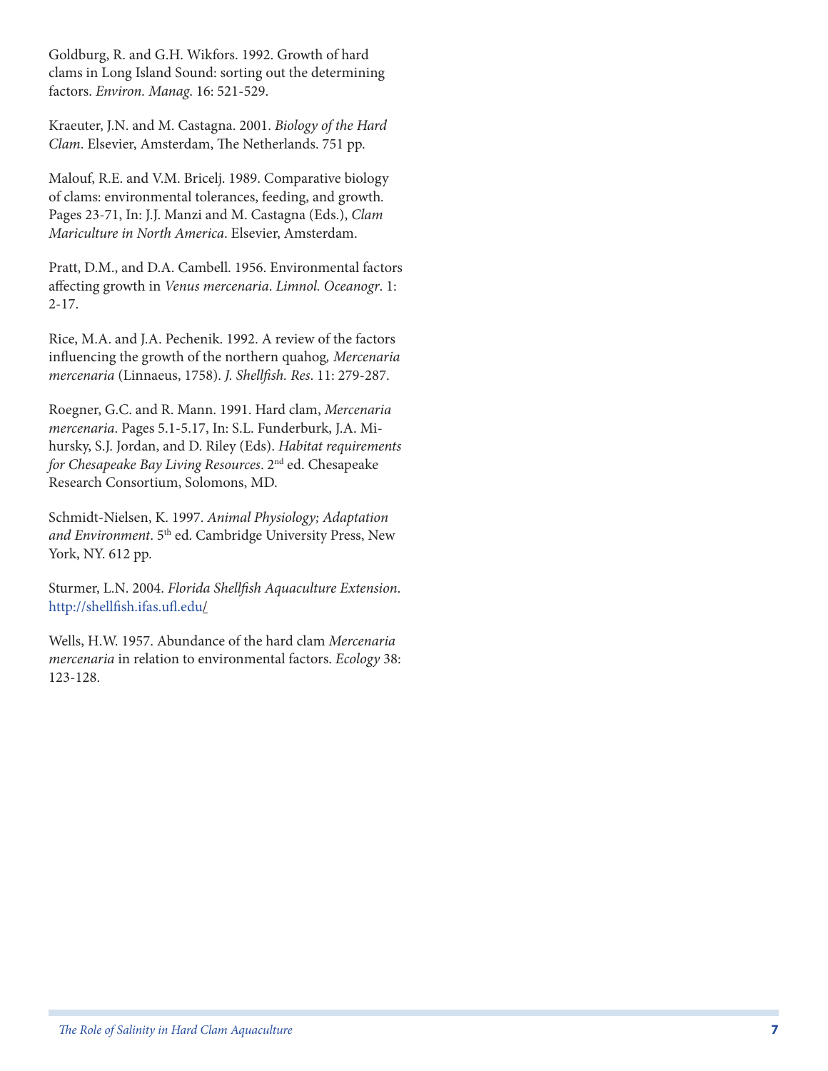Goldburg, R. and G.H. Wikfors. 1992. Growth of hard clams in Long Island Sound: sorting out the determining factors. *Environ. Manag*. 16: 521-529.

Kraeuter, J.N. and M. Castagna. 2001. *Biology of the Hard Clam*. Elsevier, Amsterdam, The Netherlands. 751 pp.

Malouf, R.E. and V.M. Bricelj. 1989. Comparative biology of clams: environmental tolerances, feeding, and growth. Pages 23-71, In: J.J. Manzi and M. Castagna (Eds.), *Clam Mariculture in North America*. Elsevier, Amsterdam.

Pratt, D.M., and D.A. Cambell. 1956. Environmental factors affecting growth in *Venus mercenaria*. *Limnol. Oceanogr*. 1: 2-17.

Rice, M.A. and J.A. Pechenik. 1992. A review of the factors influencing the growth of the northern quahog, *Mercenaria mercenaria* (Linnaeus, 1758). *J. Shellfish. Res*. 11: 279-287.

Roegner, G.C. and R. Mann. 1991. Hard clam, *Mercenaria mercenaria*. Pages 5.1-5.17, In: S.L. Funderburk, J.A. Mihursky, S.J. Jordan, and D. Riley (Eds). *Habitat requirements for Chesapeake Bay Living Resources*. 2nd ed. Chesapeake Research Consortium, Solomons, MD.

Schmidt-Nielsen, K. 1997. *Animal Physiology; Adaptation and Environment*. 5th ed. Cambridge University Press, New York, NY. 612 pp.

Sturmer, L.N. 2004. *Florida Shellfish Aquaculture Extension*. http://shellfish.ifas.ufl.edu/

Wells, H.W. 1957. Abundance of the hard clam *Mercenaria mercenaria* in relation to environmental factors. *Ecology* 38: 123-128.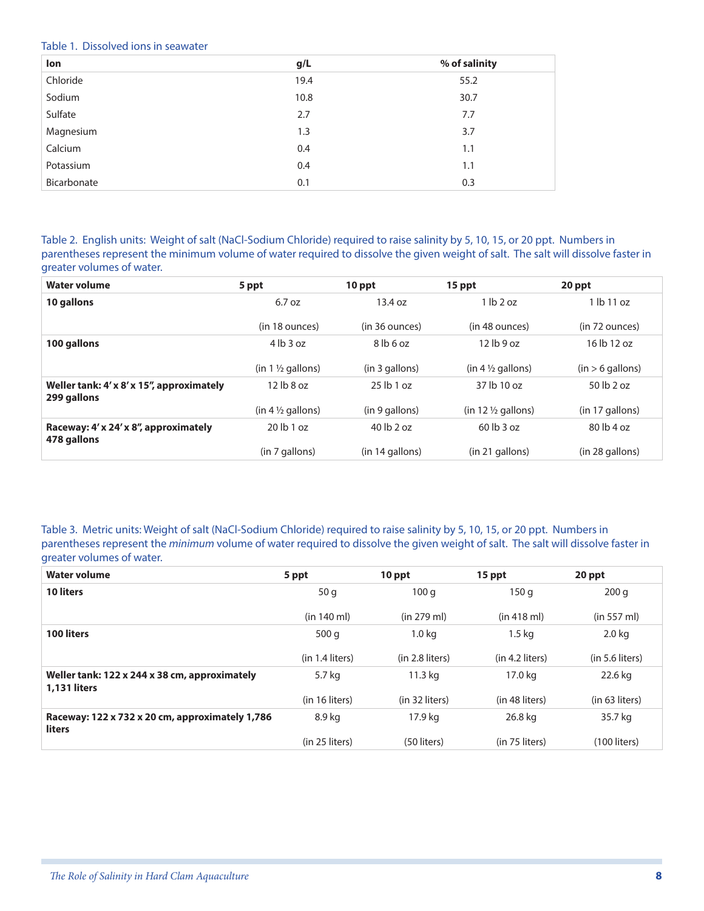Table 1. Dissolved ions in seawater

| Ion | g/L | % of salinity |
|---|---|---|
| Chloride | 19.4 | 55.2 |
| Sodium | 10.8 | 30.7 |
| Sulfate | 2.7 | 7.7 |
| Magnesium | 1.3 | 3.7 |
| Calcium | 0.4 | 1.1 |
| Potassium | 0.4 | 1.1 |
| Bicarbonate | 0.1 | 0.3 |

Table 2. English units: Weight of salt (NaCl-Sodium Chloride) required to raise salinity by 5, 10, 15, or 20 ppt. Numbers in parentheses represent the minimum volume of water required to dissolve the given weight of salt. The salt will dissolve faster in greater volumes of water.

| Water volume | 5 ppt | 10 ppt | 15 ppt | 20 ppt |
|---|---|---|---|---|
| **10 gallons** | 6.7 oz | 13.4 oz | 1 lb 2 oz | 1 lb 11 oz |
| | (in 18 ounces) | (in 36 ounces) | (in 48 ounces) | (in 72 ounces) |
| **100 gallons** | 4 lb 3 oz | 8 lb 6 oz | 12 lb 9 oz | 16 lb 12 oz |
| | (in 1 ½ gallons) | (in 3 gallons) | (in 4 ½ gallons) | (in > 6 gallons) |
| **Weller tank: 4' x 8' x 15", approximately 299 gallons** | 12 lb 8 oz | 25 lb 1 oz | 37 lb 10 oz | 50 lb 2 oz |
| | (in 4 ½ gallons) | (in 9 gallons) | (in 12 ½ gallons) | (in 17 gallons) |
| **Raceway: 4' x 24' x 8", approximately 478 gallons** | 20 lb 1 oz | 40 lb 2 oz | 60 lb 3 oz | 80 lb 4 oz |
| | (in 7 gallons) | (in 14 gallons) | (in 21 gallons) | (in 28 gallons) |

Table 3. Metric units: Weight of salt (NaCl-Sodium Chloride) required to raise salinity by 5, 10, 15, or 20 ppt. Numbers in parentheses represent the *minimum* volume of water required to dissolve the given weight of salt. The salt will dissolve faster in greater volumes of water.

| Water volume | 5 ppt | 10 ppt | 15 ppt | 20 ppt |
|---|---|---|---|---|
| **10 liters** | 50 g | 100 g | 150 g | 200 g |
| | (in 140 ml) | (in 279 ml) | (in 418 ml) | (in 557 ml) |
| **100 liters** | 500 g | 1.0 kg | 1.5 kg | 2.0 kg |
| | (in 1.4 liters) | (in 2.8 liters) | (in 4.2 liters) | (in 5.6 liters) |
| **Weller tank: 122 x 244 x 38 cm, approximately 1,131 liters** | 5.7 kg | 11.3 kg | 17.0 kg | 22.6 kg |
| | (in 16 liters) | (in 32 liters) | (in 48 liters) | (in 63 liters) |
| **Raceway: 122 x 732 x 20 cm, approximately 1,786 liters** | 8.9 kg | 17.9 kg | 26.8 kg | 35.7 kg |
| | (in 25 liters) | (50 liters) | (in 75 liters) | (100 liters) |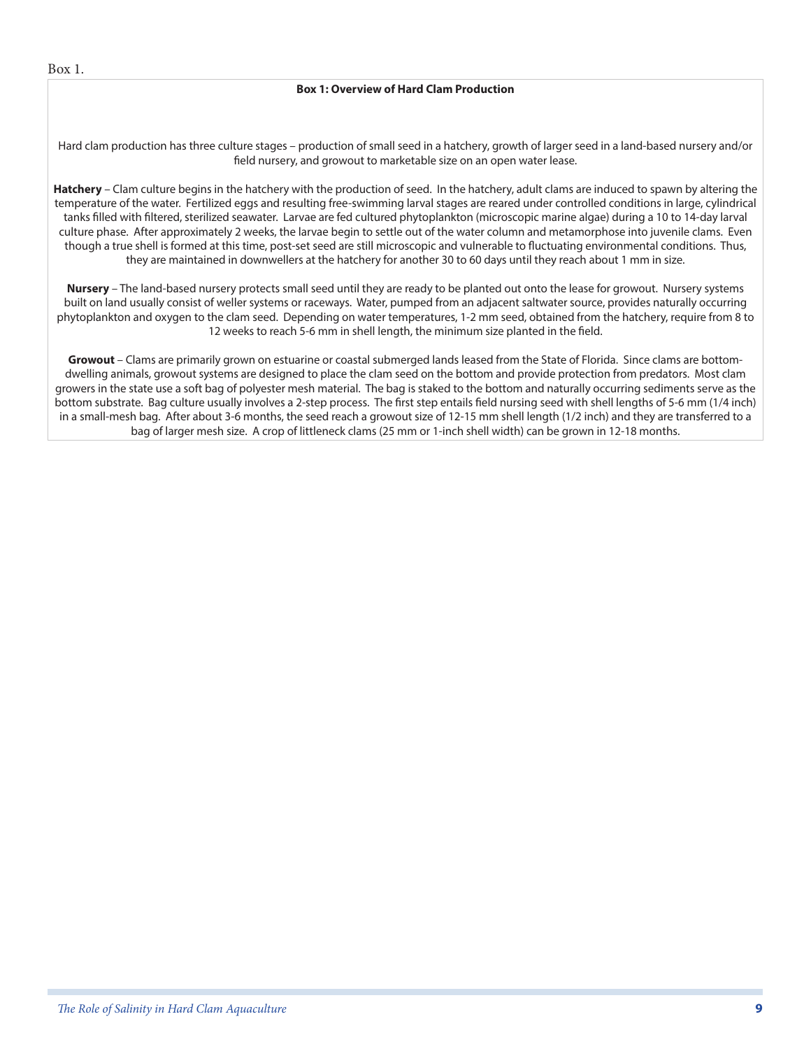Box 1.

**Box 1: Overview of Hard Clam Production**

Hard clam production has three culture stages – production of small seed in a hatchery, growth of larger seed in a land-based nursery and/or field nursery, and growout to marketable size on an open water lease.

**Hatchery** – Clam culture begins in the hatchery with the production of seed. In the hatchery, adult clams are induced to spawn by altering the temperature of the water. Fertilized eggs and resulting free-swimming larval stages are reared under controlled conditions in large, cylindrical tanks filled with filtered, sterilized seawater. Larvae are fed cultured phytoplankton (microscopic marine algae) during a 10 to 14-day larval culture phase. After approximately 2 weeks, the larvae begin to settle out of the water column and metamorphose into juvenile clams. Even though a true shell is formed at this time, post-set seed are still microscopic and vulnerable to fluctuating environmental conditions. Thus, they are maintained in downwellers at the hatchery for another 30 to 60 days until they reach about 1 mm in size.

**Nursery** – The land-based nursery protects small seed until they are ready to be planted out onto the lease for growout. Nursery systems built on land usually consist of weller systems or raceways. Water, pumped from an adjacent saltwater source, provides naturally occurring phytoplankton and oxygen to the clam seed. Depending on water temperatures, 1-2 mm seed, obtained from the hatchery, require from 8 to 12 weeks to reach 5-6 mm in shell length, the minimum size planted in the field.

**Growout** – Clams are primarily grown on estuarine or coastal submerged lands leased from the State of Florida. Since clams are bottom-dwelling animals, growout systems are designed to place the clam seed on the bottom and provide protection from predators. Most clam growers in the state use a soft bag of polyester mesh material. The bag is staked to the bottom and naturally occurring sediments serve as the bottom substrate. Bag culture usually involves a 2-step process. The first step entails field nursing seed with shell lengths of 5-6 mm (1/4 inch) in a small-mesh bag. After about 3-6 months, the seed reach a growout size of 12-15 mm shell length (1/2 inch) and they are transferred to a bag of larger mesh size. A crop of littleneck clams (25 mm or 1-inch shell width) can be grown in 12-18 months.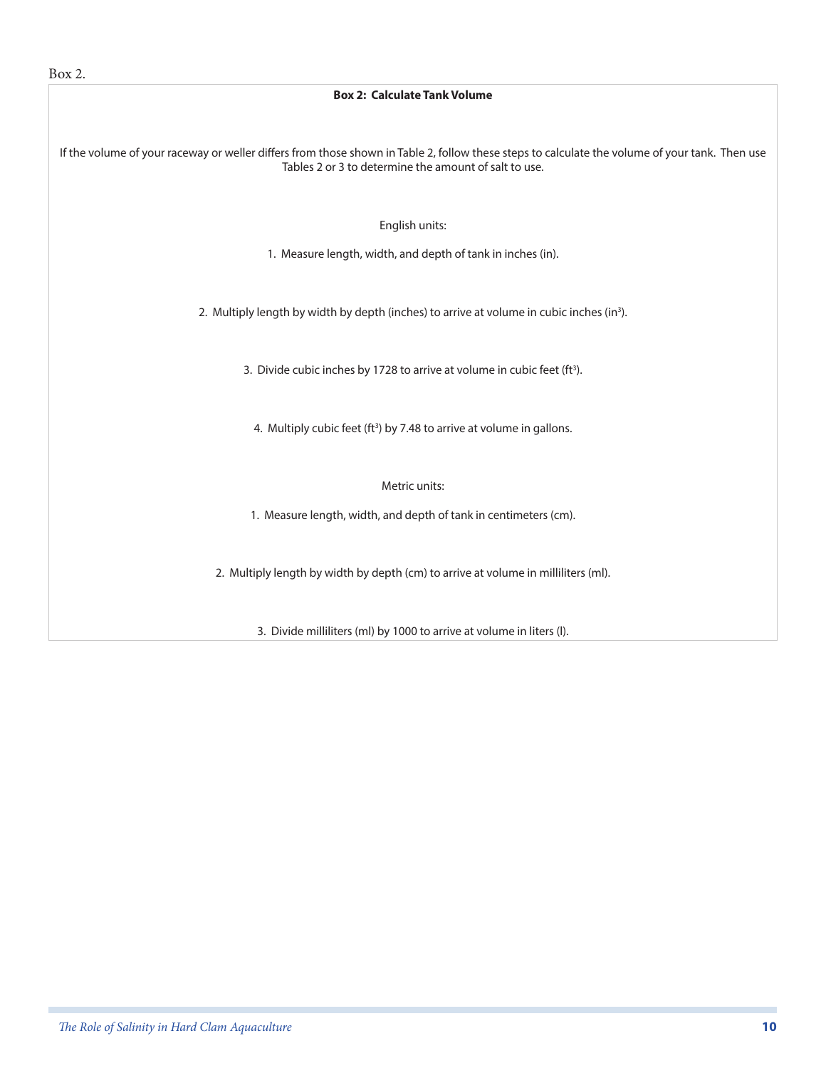Box 2.

**Box 2: Calculate Tank Volume**

If the volume of your raceway or weller differs from those shown in Table 2, follow these steps to calculate the volume of your tank. Then use Tables 2 or 3 to determine the amount of salt to use.

English units:

1. Measure length, width, and depth of tank in inches (in).
2. Multiply length by width by depth (inches) to arrive at volume in cubic inches ($in^3$).
3. Divide cubic inches by 1728 to arrive at volume in cubic feet ($ft^3$).
4. Multiply cubic feet ($ft^3$) by 7.48 to arrive at volume in gallons.

Metric units:

1. Measure length, width, and depth of tank in centimeters (cm).
2. Multiply length by width by depth (cm) to arrive at volume in milliliters (ml).
3. Divide milliliters (ml) by 1000 to arrive at volume in liters (l).